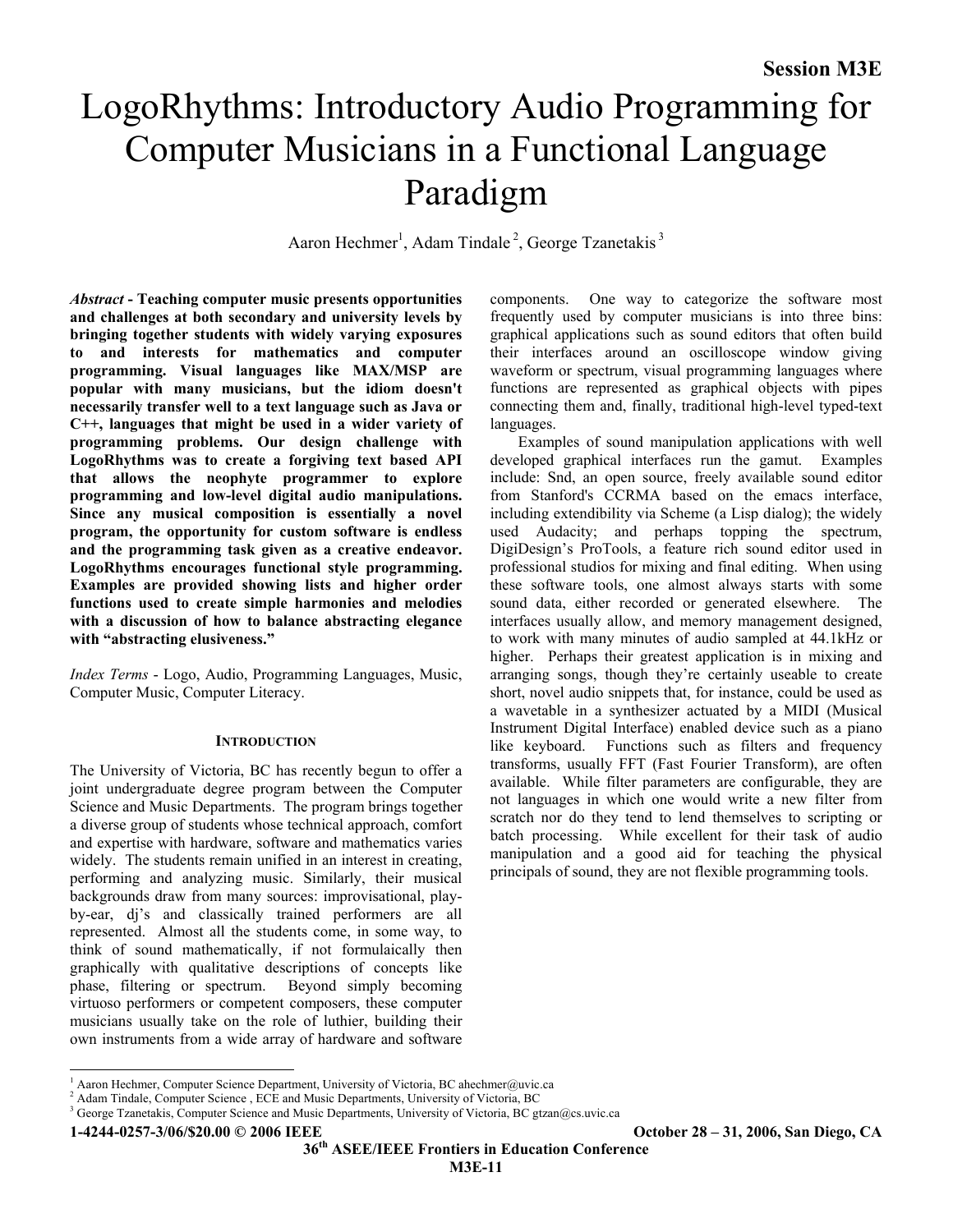# LogoRhythms: Introductory Audio Programming for Computer Musicians in a Functional Language Paradigm

Aaron Hechmer[1], Adam Tindale[2], George Tzanetakis[3]

***Abstract*** **- Teaching computer music presents opportunities and challenges at both secondary and university levels by bringing together students with widely varying exposures to and interests for mathematics and computer programming. Visual languages like MAX/MSP are popular with many musicians, but the idiom doesn't necessarily transfer well to a text language such as Java or C++, languages that might be used in a wider variety of programming problems. Our design challenge with LogoRhythms was to create a forgiving text based API that allows the neophyte programmer to explore programming and low-level digital audio manipulations. Since any musical composition is essentially a novel program, the opportunity for custom software is endless and the programming task given as a creative endeavor. LogoRhythms encourages functional style programming. Examples are provided showing lists and higher order functions used to create simple harmonies and melodies with a discussion of how to balance abstracting elegance with "abstracting elusiveness."**

*Index Terms* - Logo, Audio, Programming Languages, Music, Computer Music, Computer Literacy.

## INTRODUCTION

The University of Victoria, BC has recently begun to offer a joint undergraduate degree program between the Computer Science and Music Departments. The program brings together a diverse group of students whose technical approach, comfort and expertise with hardware, software and mathematics varies widely. The students remain unified in an interest in creating, performing and analyzing music. Similarly, their musical backgrounds draw from many sources: improvisational, play-by-ear, dj's and classically trained performers are all represented. Almost all the students come, in some way, to think of sound mathematically, if not formulaically then graphically with qualitative descriptions of concepts like phase, filtering or spectrum. Beyond simply becoming virtuoso performers or competent composers, these computer musicians usually take on the role of luthier, building their own instruments from a wide array of hardware and software components. One way to categorize the software most frequently used by computer musicians is into three bins: graphical applications such as sound editors that often build their interfaces around an oscilloscope window giving waveform or spectrum, visual programming languages where functions are represented as graphical objects with pipes connecting them and, finally, traditional high-level typed-text languages.

Examples of sound manipulation applications with well developed graphical interfaces run the gamut. Examples include: Snd, an open source, freely available sound editor from Stanford's CCRMA based on the emacs interface, including extendibility via Scheme (a Lisp dialog); the widely used Audacity; and perhaps topping the spectrum, DigiDesign's ProTools, a feature rich sound editor used in professional studios for mixing and final editing. When using these software tools, one almost always starts with some sound data, either recorded or generated elsewhere. The interfaces usually allow, and memory management designed, to work with many minutes of audio sampled at 44.1kHz or higher. Perhaps their greatest application is in mixing and arranging songs, though they're certainly useable to create short, novel audio snippets that, for instance, could be used as a wavetable in a synthesizer actuated by a MIDI (Musical Instrument Digital Interface) enabled device such as a piano like keyboard. Functions such as filters and frequency transforms, usually FFT (Fast Fourier Transform), are often available. While filter parameters are configurable, they are not languages in which one would write a new filter from scratch nor do they tend to lend themselves to scripting or batch processing. While excellent for their task of audio manipulation and a good aid for teaching the physical principals of sound, they are not flexible programming tools.

---

[1] Aaron Hechmer, Computer Science Department, University of Victoria, BC ahechmer@uvic.ca
[2] Adam Tindale, Computer Science , ECE and Music Departments, University of Victoria, BC
[3] George Tzanetakis, Computer Science and Music Departments, University of Victoria, BC gtzan@cs.uvic.ca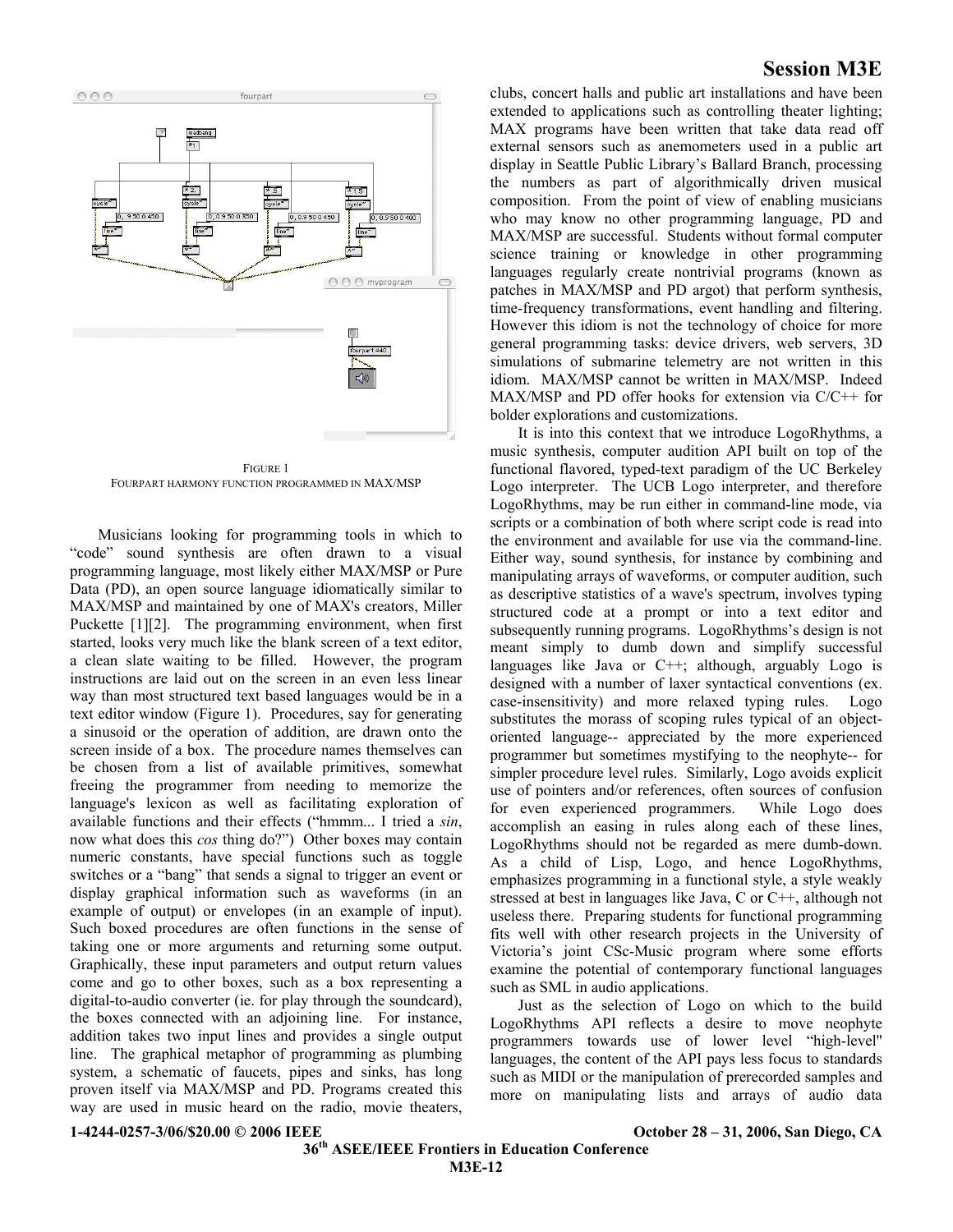FIGURE 1
FOURPART HARMONY FUNCTION PROGRAMMED IN MAX/MSP

Musicians looking for programming tools in which to "code" sound synthesis are often drawn to a visual programming language, most likely either MAX/MSP or Pure Data (PD), an open source language idiomatically similar to MAX/MSP and maintained by one of MAX's creators, Miller Puckette [1][2]. The programming environment, when first started, looks very much like the blank screen of a text editor, a clean slate waiting to be filled. However, the program instructions are laid out on the screen in an even less linear way than most structured text based languages would be in a text editor window (Figure 1). Procedures, say for generating a sinusoid or the operation of addition, are drawn onto the screen inside of a box. The procedure names themselves can be chosen from a list of available primitives, somewhat freeing the programmer from needing to memorize the language's lexicon as well as facilitating exploration of available functions and their effects ("hmmm... I tried a *sin*, now what does this *cos* thing do?") Other boxes may contain numeric constants, have special functions such as toggle switches or a "bang" that sends a signal to trigger an event or display graphical information such as waveforms (in an example of output) or envelopes (in an example of input). Such boxed procedures are often functions in the sense of taking one or more arguments and returning some output. Graphically, these input parameters and output return values come and go to other boxes, such as a box representing a digital-to-audio converter (ie. for play through the soundcard), the boxes connected with an adjoining line. For instance, addition takes two input lines and provides a single output line. The graphical metaphor of programming as plumbing system, a schematic of faucets, pipes and sinks, has long proven itself via MAX/MSP and PD. Programs created this way are used in music heard on the radio, movie theaters, clubs, concert halls and public art installations and have been extended to applications such as controlling theater lighting; MAX programs have been written that take data read off external sensors such as anemometers used in a public art display in Seattle Public Library's Ballard Branch, processing the numbers as part of algorithmically driven musical composition. From the point of view of enabling musicians who may know no other programming language, PD and MAX/MSP are successful. Students without formal computer science training or knowledge in other programming languages regularly create nontrivial programs (known as patches in MAX/MSP and PD argot) that perform synthesis, time-frequency transformations, event handling and filtering. However this idiom is not the technology of choice for more general programming tasks: device drivers, web servers, 3D simulations of submarine telemetry are not written in this idiom. MAX/MSP cannot be written in MAX/MSP. Indeed MAX/MSP and PD offer hooks for extension via C/C++ for bolder explorations and customizations.

It is into this context that we introduce LogoRhythms, a music synthesis, computer audition API built on top of the functional flavored, typed-text paradigm of the UC Berkeley Logo interpreter. The UCB Logo interpreter, and therefore LogoRhythms, may be run either in command-line mode, via scripts or a combination of both where script code is read into the environment and available for use via the command-line. Either way, sound synthesis, for instance by combining and manipulating arrays of waveforms, or computer audition, such as descriptive statistics of a wave's spectrum, involves typing structured code at a prompt or into a text editor and subsequently running programs. LogoRhythms's design is not meant simply to dumb down and simplify successful languages like Java or C++; although, arguably Logo is designed with a number of laxer syntactical conventions (ex. case-insensitivity) and more relaxed typing rules. Logo substitutes the morass of scoping rules typical of an object-oriented language-- appreciated by the more experienced programmer but sometimes mystifying to the neophyte-- for simpler procedure level rules. Similarly, Logo avoids explicit use of pointers and/or references, often sources of confusion for even experienced programmers. While Logo does accomplish an easing in rules along each of these lines, LogoRhythms should not be regarded as mere dumb-down. As a child of Lisp, Logo, and hence LogoRhythms, emphasizes programming in a functional style, a style weakly stressed at best in languages like Java, C or C++, although not useless there. Preparing students for functional programming fits well with other research projects in the University of Victoria's joint CSc-Music program where some efforts examine the potential of contemporary functional languages such as SML in audio applications.

Just as the selection of Logo on which to the build LogoRhythms API reflects a desire to move neophyte programmers towards use of lower level "high-level" languages, the content of the API pays less focus to standards such as MIDI or the manipulation of prerecorded samples and more on manipulating lists and arrays of audio data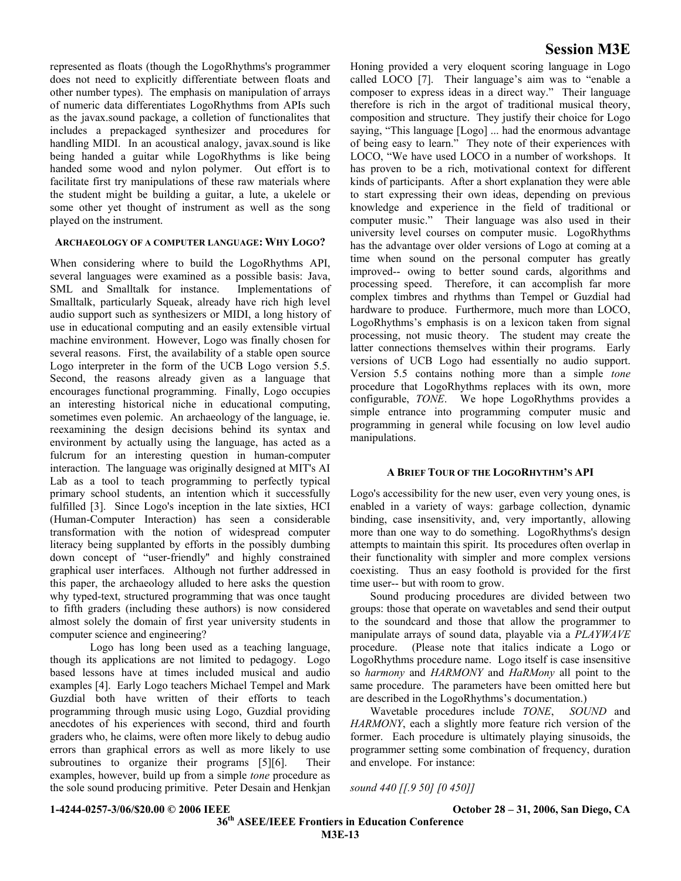represented as floats (though the LogoRhythms's programmer does not need to explicitly differentiate between floats and other number types). The emphasis on manipulation of arrays of numeric data differentiates LogoRhythms from APIs such as the javax.sound package, a colletion of functionalites that includes a prepackaged synthesizer and procedures for handling MIDI. In an acoustical analogy, javax.sound is like being handed a guitar while LogoRhythms is like being handed some wood and nylon polymer. Out effort is to facilitate first try manipulations of these raw materials where the student might be building a guitar, a lute, a ukelele or some other yet thought of instrument as well as the song played on the instrument.

### ARCHAEOLOGY OF A COMPUTER LANGUAGE: WHY LOGO?

When considering where to build the LogoRhythms API, several languages were examined as a possible basis: Java, SML and Smalltalk for instance. Implementations of Smalltalk, particularly Squeak, already have rich high level audio support such as synthesizers or MIDI, a long history of use in educational computing and an easily extensible virtual machine environment. However, Logo was finally chosen for several reasons. First, the availability of a stable open source Logo interpreter in the form of the UCB Logo version 5.5. Second, the reasons already given as a language that encourages functional programming. Finally, Logo occupies an interesting historical niche in educational computing, sometimes even polemic. An archaeology of the language, ie. reexamining the design decisions behind its syntax and environment by actually using the language, has acted as a fulcrum for an interesting question in human-computer interaction. The language was originally designed at MIT's AI Lab as a tool to teach programming to perfectly typical primary school students, an intention which it successfully fulfilled [3]. Since Logo's inception in the late sixties, HCI (Human-Computer Interaction) has seen a considerable transformation with the notion of widespread computer literacy being supplanted by efforts in the possibly dumbing down concept of "user-friendly" and highly constrained graphical user interfaces. Although not further addressed in this paper, the archaeology alluded to here asks the question why typed-text, structured programming that was once taught to fifth graders (including these authors) is now considered almost solely the domain of first year university students in computer science and engineering?

Logo has long been used as a teaching language, though its applications are not limited to pedagogy. Logo based lessons have at times included musical and audio examples [4]. Early Logo teachers Michael Tempel and Mark Guzdial both have written of their efforts to teach programming through music using Logo, Guzdial providing anecdotes of his experiences with second, third and fourth graders who, he claims, were often more likely to debug audio errors than graphical errors as well as more likely to use subroutines to organize their programs [5][6]. Their examples, however, build up from a simple *tone* procedure as the sole sound producing primitive. Peter Desain and Henkjan Honing provided a very eloquent scoring language in Logo called LOCO [7]. Their language's aim was to "enable a composer to express ideas in a direct way." Their language therefore is rich in the argot of traditional musical theory, composition and structure. They justify their choice for Logo saying, "This language [Logo] ... had the enormous advantage of being easy to learn." They note of their experiences with LOCO, "We have used LOCO in a number of workshops. It has proven to be a rich, motivational context for different kinds of participants. After a short explanation they were able to start expressing their own ideas, depending on previous knowledge and experience in the field of traditional or computer music." Their language was also used in their university level courses on computer music. LogoRhythms has the advantage over older versions of Logo at coming at a time when sound on the personal computer has greatly improved-- owing to better sound cards, algorithms and processing speed. Therefore, it can accomplish far more complex timbres and rhythms than Tempel or Guzdial had hardware to produce. Furthermore, much more than LOCO, LogoRhythms's emphasis is on a lexicon taken from signal processing, not music theory. The student may create the latter connections themselves within their programs. Early versions of UCB Logo had essentially no audio support. Version 5.5 contains nothing more than a simple *tone* procedure that LogoRhythms replaces with its own, more configurable, *TONE*. We hope LogoRhythms provides a simple entrance into programming computer music and programming in general while focusing on low level audio manipulations.

### A BRIEF TOUR OF THE LOGORHYTHM'S API

Logo's accessibility for the new user, even very young ones, is enabled in a variety of ways: garbage collection, dynamic binding, case insensitivity, and, very importantly, allowing more than one way to do something. LogoRhythms's design attempts to maintain this spirit. Its procedures often overlap in their functionality with simpler and more complex versions coexisting. Thus an easy foothold is provided for the first time user-- but with room to grow.

Sound producing procedures are divided between two groups: those that operate on wavetables and send their output to the soundcard and those that allow the programmer to manipulate arrays of sound data, playable via a *PLAYWAVE* procedure. (Please note that italics indicate a Logo or LogoRhythms procedure name. Logo itself is case insensitive so *harmony* and *HARMONY* and *HaRMony* all point to the same procedure. The parameters have been omitted here but are described in the LogoRhythms's documentation.)

Wavetable procedures include *TONE*, *SOUND* and *HARMONY*, each a slightly more feature rich version of the former. Each procedure is ultimately playing sinusoids, the programmer setting some combination of frequency, duration and envelope. For instance:

*sound 440 [[.9 50] [0 450]]*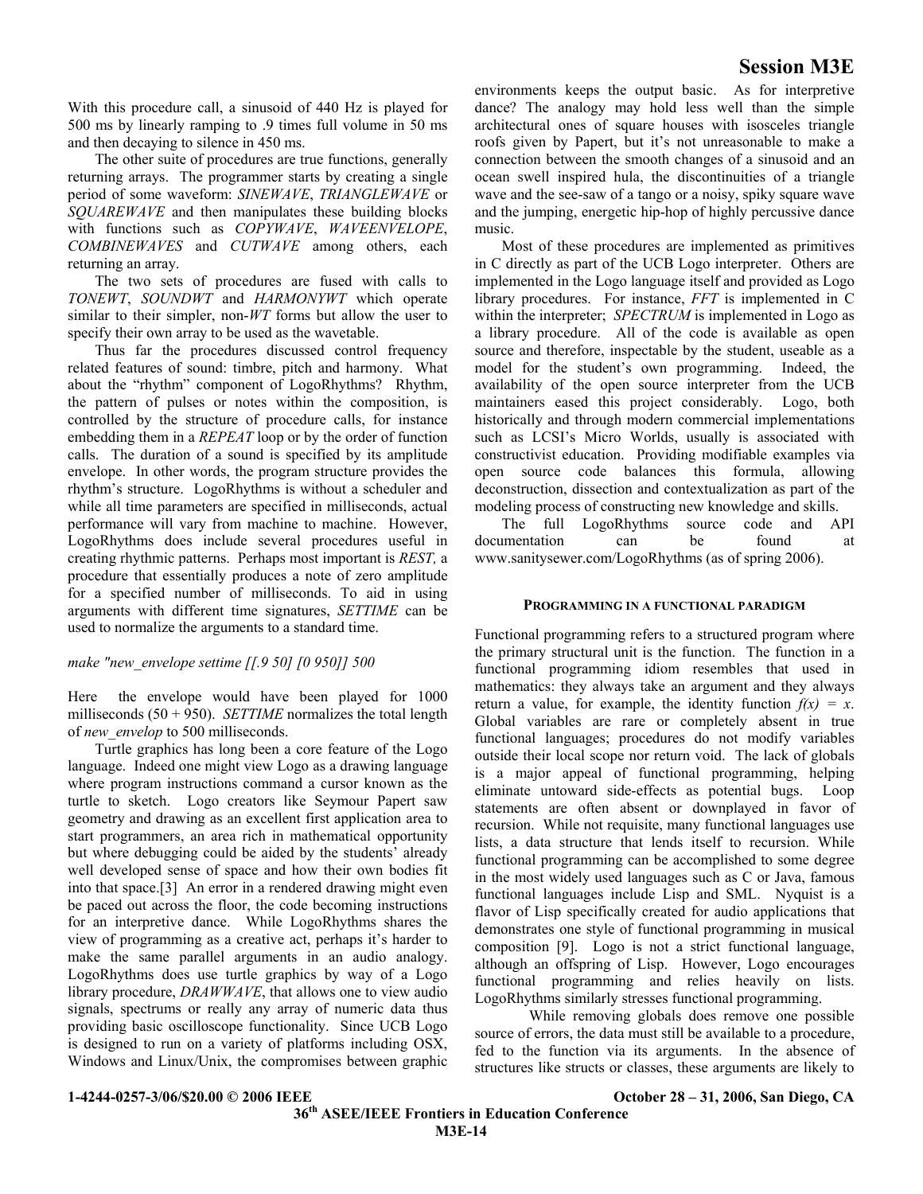With this procedure call, a sinusoid of 440 Hz is played for 500 ms by linearly ramping to .9 times full volume in 50 ms and then decaying to silence in 450 ms.

The other suite of procedures are true functions, generally returning arrays. The programmer starts by creating a single period of some waveform: *SINEWAVE*, *TRIANGLEWAVE* or *SQUAREWAVE* and then manipulates these building blocks with functions such as *COPYWAVE*, *WAVEENVELOPE*, *COMBINEWAVES* and *CUTWAVE* among others, each returning an array.

The two sets of procedures are fused with calls to *TONEWT*, *SOUNDWT* and *HARMONYWT* which operate similar to their simpler, non-*WT* forms but allow the user to specify their own array to be used as the wavetable.

Thus far the procedures discussed control frequency related features of sound: timbre, pitch and harmony. What about the "rhythm" component of LogoRhythms? Rhythm, the pattern of pulses or notes within the composition, is controlled by the structure of procedure calls, for instance embedding them in a *REPEAT* loop or by the order of function calls. The duration of a sound is specified by its amplitude envelope. In other words, the program structure provides the rhythm's structure. LogoRhythms is without a scheduler and while all time parameters are specified in milliseconds, actual performance will vary from machine to machine. However, LogoRhythms does include several procedures useful in creating rhythmic patterns. Perhaps most important is *REST,* a procedure that essentially produces a note of zero amplitude for a specified number of milliseconds. To aid in using arguments with different time signatures, *SETTIME* can be used to normalize the arguments to a standard time.

*make "new_envelope settime [[.9 50] [0 950]] 500*

Here the envelope would have been played for 1000 milliseconds (50 + 950). *SETTIME* normalizes the total length of *new_envelop* to 500 milliseconds.

Turtle graphics has long been a core feature of the Logo language. Indeed one might view Logo as a drawing language where program instructions command a cursor known as the turtle to sketch. Logo creators like Seymour Papert saw geometry and drawing as an excellent first application area to start programmers, an area rich in mathematical opportunity but where debugging could be aided by the students' already well developed sense of space and how their own bodies fit into that space.[3] An error in a rendered drawing might even be paced out across the floor, the code becoming instructions for an interpretive dance. While LogoRhythms shares the view of programming as a creative act, perhaps it's harder to make the same parallel arguments in an audio analogy. LogoRhythms does use turtle graphics by way of a Logo library procedure, *DRAWWAVE*, that allows one to view audio signals, spectrums or really any array of numeric data thus providing basic oscilloscope functionality. Since UCB Logo is designed to run on a variety of platforms including OSX, Windows and Linux/Unix, the compromises between graphic environments keeps the output basic. As for interpretive dance? The analogy may hold less well than the simple architectural ones of square houses with isosceles triangle roofs given by Papert, but it's not unreasonable to make a connection between the smooth changes of a sinusoid and an ocean swell inspired hula, the discontinuities of a triangle wave and the see-saw of a tango or a noisy, spiky square wave and the jumping, energetic hip-hop of highly percussive dance music.

Most of these procedures are implemented as primitives in C directly as part of the UCB Logo interpreter. Others are implemented in the Logo language itself and provided as Logo library procedures. For instance, *FFT* is implemented in C within the interpreter; *SPECTRUM* is implemented in Logo as a library procedure. All of the code is available as open source and therefore, inspectable by the student, useable as a model for the student's own programming. Indeed, the availability of the open source interpreter from the UCB maintainers eased this project considerably. Logo, both historically and through modern commercial implementations such as LCSI's Micro Worlds, usually is associated with constructivist education. Providing modifiable examples via open source code balances this formula, allowing deconstruction, dissection and contextualization as part of the modeling process of constructing new knowledge and skills.

The full LogoRhythms source code and API documentation can be found at www.sanitysewer.com/LogoRhythms (as of spring 2006).

## Programming in a Functional Paradigm

Functional programming refers to a structured program where the primary structural unit is the function. The function in a functional programming idiom resembles that used in mathematics: they always take an argument and they always return a value, for example, the identity function $f(x) = x$. Global variables are rare or completely absent in true functional languages; procedures do not modify variables outside their local scope nor return void. The lack of globals is a major appeal of functional programming, helping eliminate untoward side-effects as potential bugs. Loop statements are often absent or downplayed in favor of recursion. While not requisite, many functional languages use lists, a data structure that lends itself to recursion. While functional programming can be accomplished to some degree in the most widely used languages such as C or Java, famous functional languages include Lisp and SML. Nyquist is a flavor of Lisp specifically created for audio applications that demonstrates one style of functional programming in musical composition [9]. Logo is not a strict functional language, although an offspring of Lisp. However, Logo encourages functional programming and relies heavily on lists. LogoRhythms similarly stresses functional programming.

While removing globals does remove one possible source of errors, the data must still be available to a procedure, fed to the function via its arguments. In the absence of structures like structs or classes, these arguments are likely to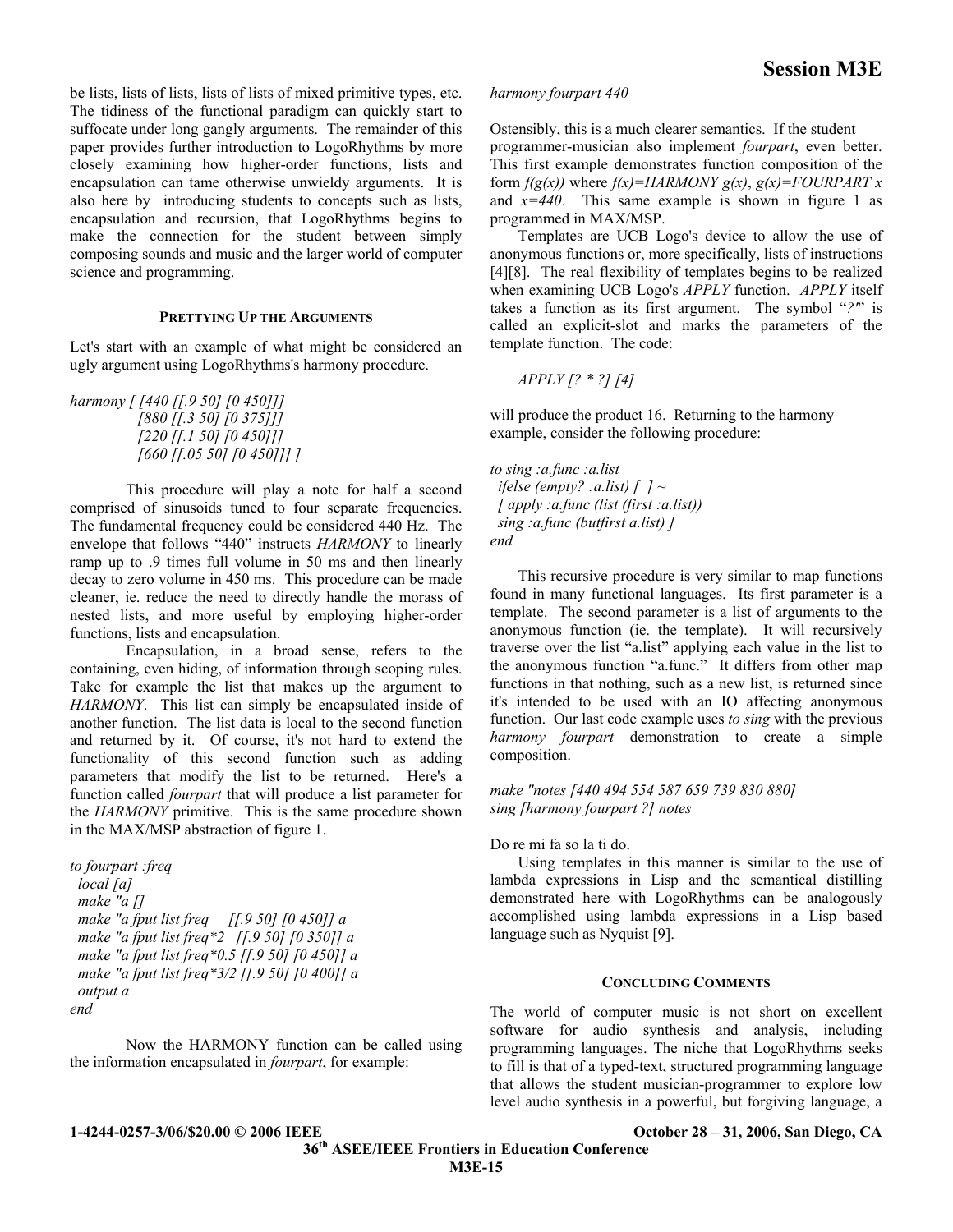be lists, lists of lists, lists of lists of mixed primitive types, etc. The tidiness of the functional paradigm can quickly start to suffocate under long gangly arguments. The remainder of this paper provides further introduction to LogoRhythms by more closely examining how higher-order functions, lists and encapsulation can tame otherwise unwieldy arguments. It is also here by introducing students to concepts such as lists, encapsulation and recursion, that LogoRhythms begins to make the connection for the student between simply composing sounds and music and the larger world of computer science and programming.

### PRETTYING UP THE ARGUMENTS

Let's start with an example of what might be considered an ugly argument using LogoRhythms's harmony procedure.

```
harmony [ [440 [[.9 50] [0 450]]]
          [880 [[.3 50] [0 375]]]
          [220 [[.1 50] [0 450]]]
          [660 [[.05 50] [0 450]]] ]
```

This procedure will play a note for half a second comprised of sinusoids tuned to four separate frequencies. The fundamental frequency could be considered 440 Hz. The envelope that follows "440" instructs *HARMONY* to linearly ramp up to .9 times full volume in 50 ms and then linearly decay to zero volume in 450 ms. This procedure can be made cleaner, ie. reduce the need to directly handle the morass of nested lists, and more useful by employing higher-order functions, lists and encapsulation.

Encapsulation, in a broad sense, refers to the containing, even hiding, of information through scoping rules. Take for example the list that makes up the argument to *HARMONY*. This list can simply be encapsulated inside of another function. The list data is local to the second function and returned by it. Of course, it's not hard to extend the functionality of this second function such as adding parameters that modify the list to be returned. Here's a function called *fourpart* that will produce a list parameter for the *HARMONY* primitive. This is the same procedure shown in the MAX/MSP abstraction of figure 1.

```
to fourpart :freq
  local [a]
  make "a []
  make "a fput list freq     [[.9 50] [0 450]] a
  make "a fput list freq*2   [[.9 50] [0 350]] a
  make "a fput list freq*0.5 [[.9 50] [0 450]] a
  make "a fput list freq*3/2 [[.9 50] [0 400]] a
  output a
end
```

Now the HARMONY function can be called using the information encapsulated in *fourpart*, for example:

```
harmony fourpart 440
```

Ostensibly, this is a much clearer semantics. If the student programmer-musician also implement *fourpart*, even better. This first example demonstrates function composition of the form $f(g(x))$ where $f(x)=HARMONY\ g(x)$, $g(x)=FOURPART\ x$ and $x=440$. This same example is shown in figure 1 as programmed in MAX/MSP.

Templates are UCB Logo's device to allow the use of anonymous functions or, more specifically, lists of instructions [4][8]. The real flexibility of templates begins to be realized when examining UCB Logo's *APPLY* function. *APPLY* itself takes a function as its first argument. The symbol "*?*" is called an explicit-slot and marks the parameters of the template function. The code:

```
APPLY [? * ?] [4]
```

will produce the product 16. Returning to the harmony example, consider the following procedure:

```
to sing :a.func :a.list
  ifelse (empty? :a.list) [ ] ~
  [ apply :a.func (list (first :a.list))
  sing :a.func (butfirst a.list) ]
end
```

This recursive procedure is very similar to map functions found in many functional languages. Its first parameter is a template. The second parameter is a list of arguments to the anonymous function (ie. the template). It will recursively traverse over the list "a.list" applying each value in the list to the anonymous function "a.func." It differs from other map functions in that nothing, such as a new list, is returned since it's intended to be used with an IO affecting anonymous function. Our last code example uses *to sing* with the previous *harmony fourpart* demonstration to create a simple composition.

```
make "notes [440 494 554 587 659 739 830 880]
sing [harmony fourpart ?] notes
```

Do re mi fa so la ti do.

Using templates in this manner is similar to the use of lambda expressions in Lisp and the semantical distilling demonstrated here with LogoRhythms can be analogously accomplished using lambda expressions in a Lisp based language such as Nyquist [9].

### CONCLUDING COMMENTS

The world of computer music is not short on excellent software for audio synthesis and analysis, including programming languages. The niche that LogoRhythms seeks to fill is that of a typed-text, structured programming language that allows the student musician-programmer to explore low level audio synthesis in a powerful, but forgiving language, a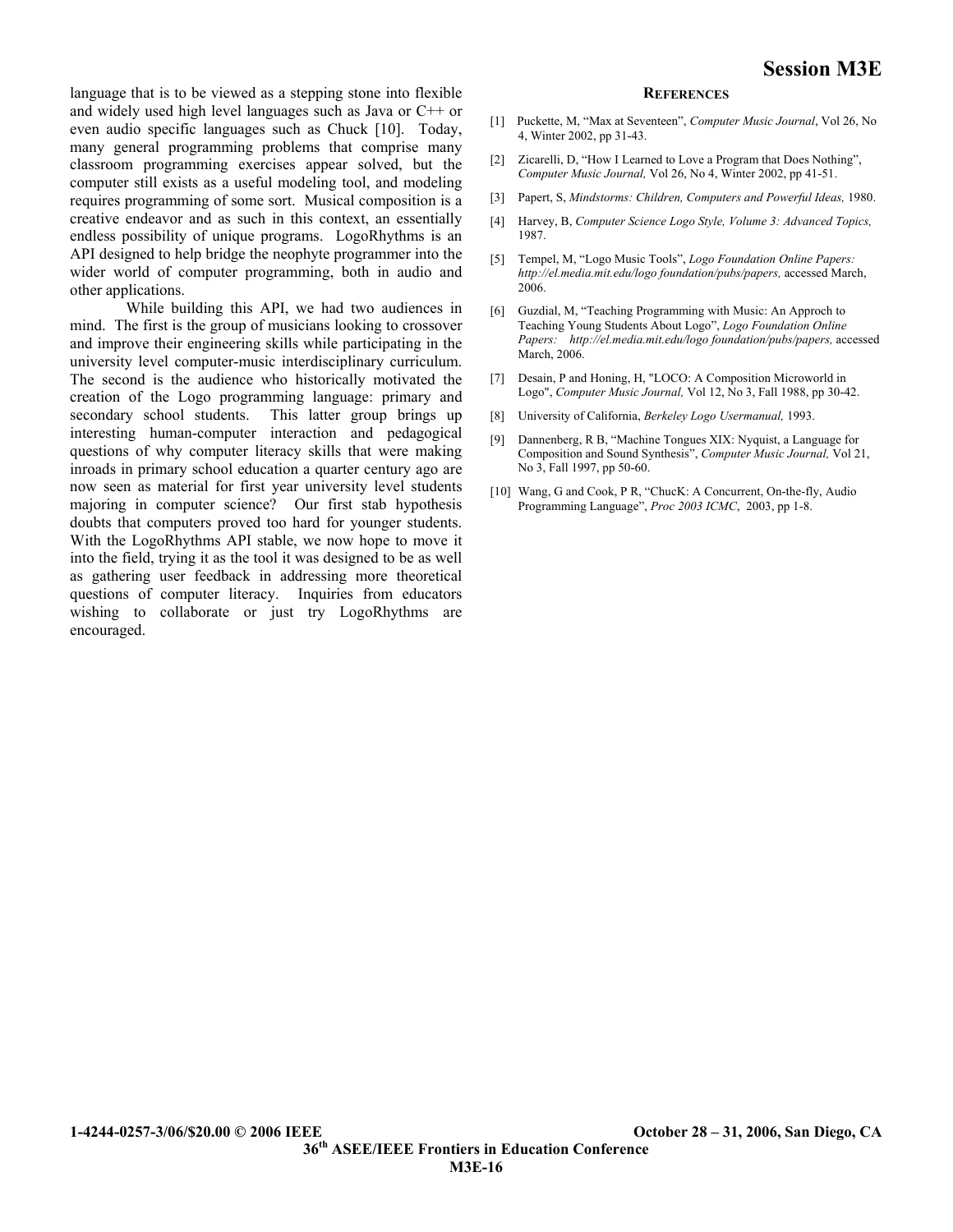language that is to be viewed as a stepping stone into flexible and widely used high level languages such as Java or C++ or even audio specific languages such as Chuck [10]. Today, many general programming problems that comprise many classroom programming exercises appear solved, but the computer still exists as a useful modeling tool, and modeling requires programming of some sort. Musical composition is a creative endeavor and as such in this context, an essentially endless possibility of unique programs. LogoRhythms is an API designed to help bridge the neophyte programmer into the wider world of computer programming, both in audio and other applications.

While building this API, we had two audiences in mind. The first is the group of musicians looking to crossover and improve their engineering skills while participating in the university level computer-music interdisciplinary curriculum. The second is the audience who historically motivated the creation of the Logo programming language: primary and secondary school students. This latter group brings up interesting human-computer interaction and pedagogical questions of why computer literacy skills that were making inroads in primary school education a quarter century ago are now seen as material for first year university level students majoring in computer science? Our first stab hypothesis doubts that computers proved too hard for younger students. With the LogoRhythms API stable, we now hope to move it into the field, trying it as the tool it was designed to be as well as gathering user feedback in addressing more theoretical questions of computer literacy. Inquiries from educators wishing to collaborate or just try LogoRhythms are encouraged.

## References

[1] Puckette, M, "Max at Seventeen", *Computer Music Journal*, Vol 26, No 4, Winter 2002, pp 31-43.

[2] Zicarelli, D, "How I Learned to Love a Program that Does Nothing", *Computer Music Journal,* Vol 26, No 4, Winter 2002, pp 41-51.

[3] Papert, S, *Mindstorms: Children, Computers and Powerful Ideas,* 1980.

[4] Harvey, B, *Computer Science Logo Style, Volume 3: Advanced Topics,* 1987.

[5] Tempel, M, "Logo Music Tools", *Logo Foundation Online Papers: http://el.media.mit.edu/logo foundation/pubs/papers,* accessed March, 2006.

[6] Guzdial, M, "Teaching Programming with Music: An Approch to Teaching Young Students About Logo", *Logo Foundation Online Papers: http://el.media.mit.edu/logo foundation/pubs/papers,* accessed March, 2006.

[7] Desain, P and Honing, H, "LOCO: A Composition Microworld in Logo", *Computer Music Journal,* Vol 12, No 3, Fall 1988, pp 30-42.

[8] University of California, *Berkeley Logo Usermanual,* 1993.

[9] Dannenberg, R B, "Machine Tongues XIX: Nyquist, a Language for Composition and Sound Synthesis", *Computer Music Journal,* Vol 21, No 3, Fall 1997, pp 50-60.

[10] Wang, G and Cook, P R, "ChucK: A Concurrent, On-the-fly, Audio Programming Language", *Proc 2003 ICMC*, 2003, pp 1-8.